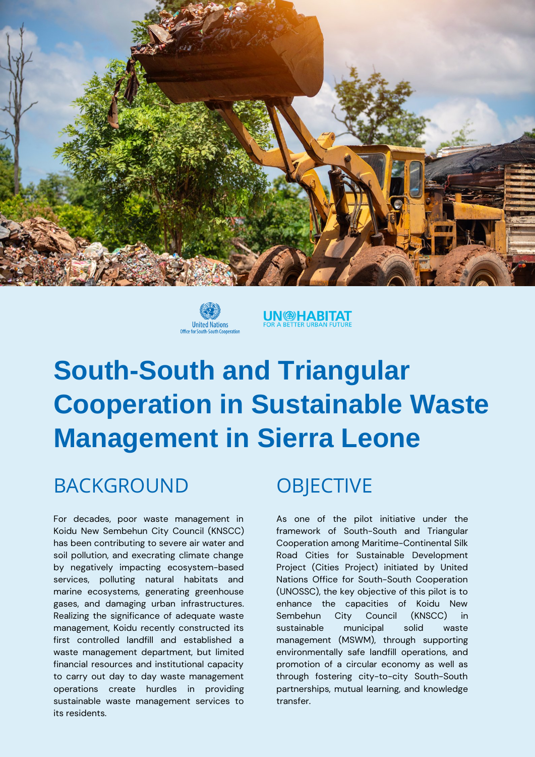United Nations
Office for South-South Cooperation

UN-HABITAT
FOR A BETTER URBAN FUTURE

# South-South and Triangular Cooperation in Sustainable Waste Management in Sierra Leone

## BACKGROUND

For decades, poor waste management in Koidu New Sembehun City Council (KNSCC) has been contributing to severe air water and soil pollution, and execrating climate change by negatively impacting ecosystem-based services, polluting natural habitats and marine ecosystems, generating greenhouse gases, and damaging urban infrastructures. Realizing the significance of adequate waste management, Koidu recently constructed its first controlled landfill and established a waste management department, but limited financial resources and institutional capacity to carry out day to day waste management operations create hurdles in providing sustainable waste management services to its residents.

## OBJECTIVE

As one of the pilot initiative under the framework of South-South and Triangular Cooperation among Maritime-Continental Silk Road Cities for Sustainable Development Project (Cities Project) initiated by United Nations Office for South-South Cooperation (UNOSSC), the key objective of this pilot is to enhance the capacities of Koidu New Sembehun City Council (KNSCC) in sustainable municipal solid waste management (MSWM), through supporting environmentally safe landfill operations, and promotion of a circular economy as well as through fostering city-to-city South-South partnerships, mutual learning, and knowledge transfer.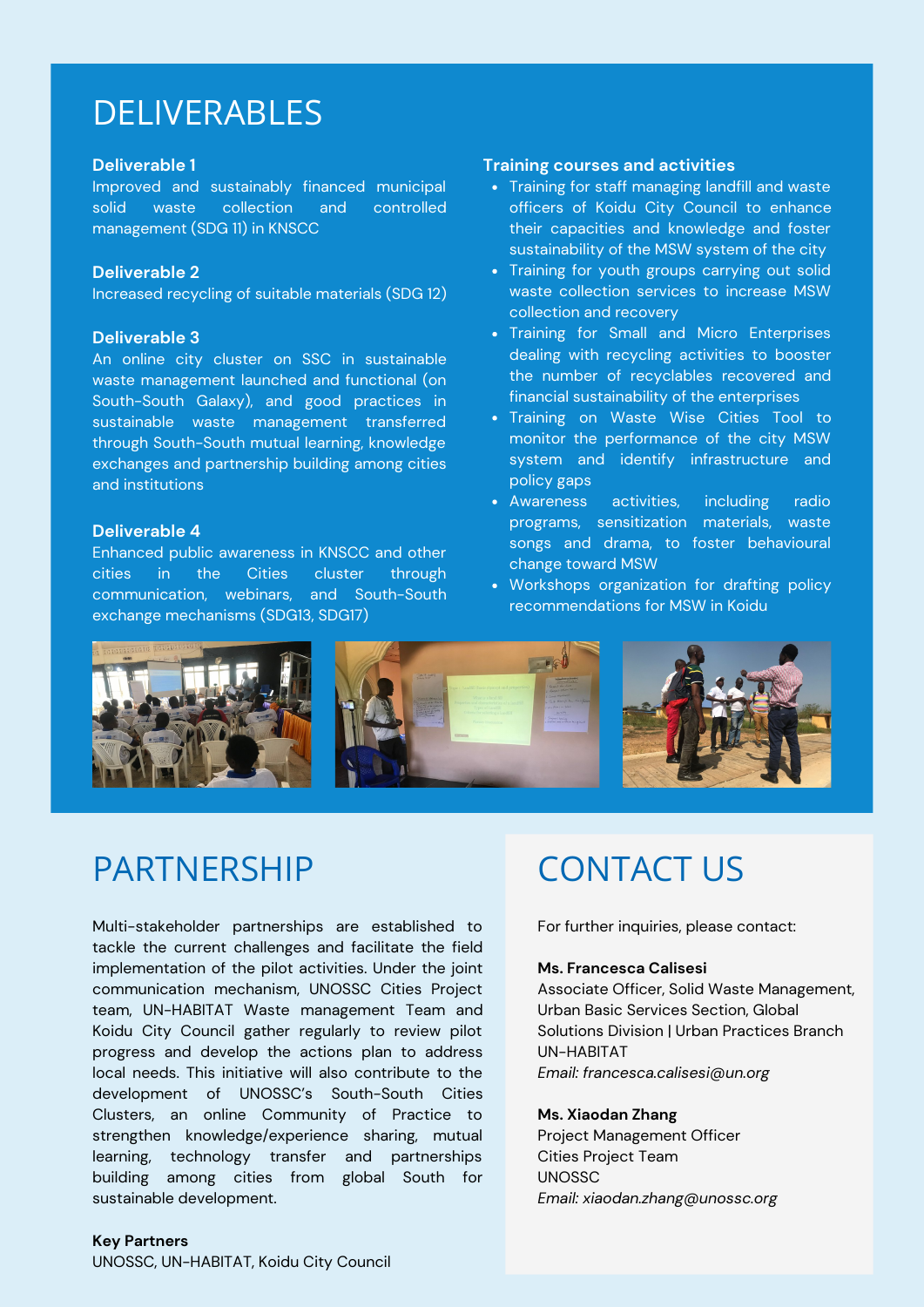# DELIVERABLES

**Deliverable 1**
Improved and sustainably financed municipal solid waste collection and controlled management (SDG 11) in KNSCC

**Deliverable 2**
Increased recycling of suitable materials (SDG 12)

**Deliverable 3**
An online city cluster on SSC in sustainable waste management launched and functional (on South-South Galaxy), and good practices in sustainable waste management transferred through South-South mutual learning, knowledge exchanges and partnership building among cities and institutions

**Deliverable 4**
Enhanced public awareness in KNSCC and other cities in the Cities cluster through communication, webinars, and South-South exchange mechanisms (SDG13, SDG17)

**Training courses and activities**

- Training for staff managing landfill and waste officers of Koidu City Council to enhance their capacities and knowledge and foster sustainability of the MSW system of the city
- Training for youth groups carrying out solid waste collection services to increase MSW collection and recovery
- Training for Small and Micro Enterprises dealing with recycling activities to booster the number of recyclables recovered and financial sustainability of the enterprises
- Training on Waste Wise Cities Tool to monitor the performance of the city MSW system and identify infrastructure and policy gaps
- Awareness activities, including radio programs, sensitization materials, waste songs and drama, to foster behavioural change toward MSW
- Workshops organization for drafting policy recommendations for MSW in Koidu

# PARTNERSHIP

Multi-stakeholder partnerships are established to tackle the current challenges and facilitate the field implementation of the pilot activities. Under the joint communication mechanism, UNOSSC Cities Project team, UN-HABITAT Waste management Team and Koidu City Council gather regularly to review pilot progress and develop the actions plan to address local needs. This initiative will also contribute to the development of UNOSSC's South-South Cities Clusters, an online Community of Practice to strengthen knowledge/experience sharing, mutual learning, technology transfer and partnerships building among cities from global South for sustainable development.

**Key Partners**
UNOSSC, UN-HABITAT, Koidu City Council

# CONTACT US

For further inquiries, please contact:

**Ms. Francesca Calisesi**
Associate Officer, Solid Waste Management, Urban Basic Services Section, Global Solutions Division | Urban Practices Branch
UN-HABITAT
*Email: francesca.calisesi@un.org*

**Ms. Xiaodan Zhang**
Project Management Officer
Cities Project Team
UNOSSC
*Email: xiaodan.zhang@unossc.org*